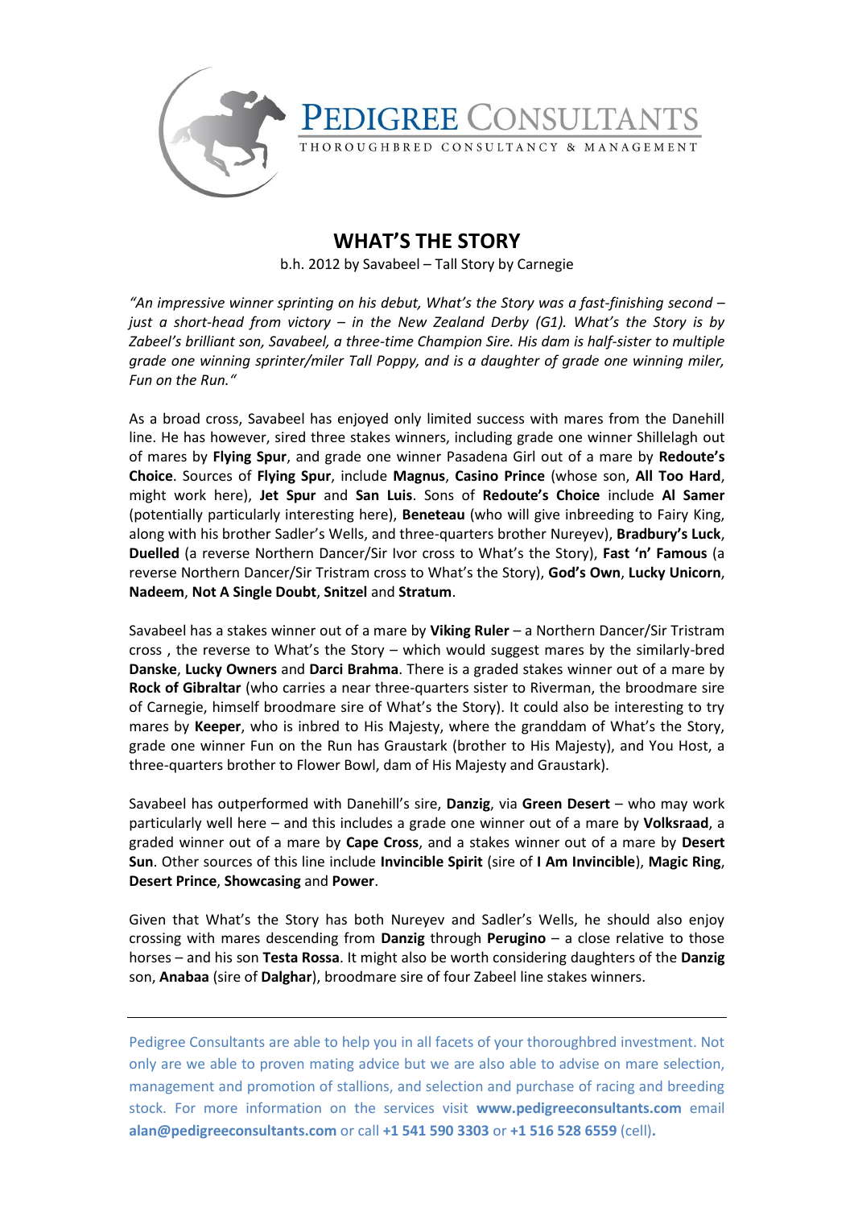PEDIGREE CONSULTANTS

THOROUGHBRED CONSULTANCY & MANAGEMENT

# WHAT'S THE STORY

b.h. 2012 by Savabeel – Tall Story by Carnegie

*"An impressive winner sprinting on his debut, What's the Story was a fast-finishing second – just a short-head from victory – in the New Zealand Derby (G1). What's the Story is by Zabeel's brilliant son, Savabeel, a three-time Champion Sire. His dam is half-sister to multiple grade one winning sprinter/miler Tall Poppy, and is a daughter of grade one winning miler, Fun on the Run."*

As a broad cross, Savabeel has enjoyed only limited success with mares from the Danehill line. He has however, sired three stakes winners, including grade one winner Shillelagh out of mares by **Flying Spur**, and grade one winner Pasadena Girl out of a mare by **Redoute's Choice**. Sources of **Flying Spur**, include **Magnus**, **Casino Prince** (whose son, **All Too Hard**, might work here), **Jet Spur** and **San Luis**. Sons of **Redoute's Choice** include **Al Samer** (potentially particularly interesting here), **Beneteau** (who will give inbreeding to Fairy King, along with his brother Sadler's Wells, and three-quarters brother Nureyev), **Bradbury's Luck**, **Duelled** (a reverse Northern Dancer/Sir Ivor cross to What's the Story), **Fast 'n' Famous** (a reverse Northern Dancer/Sir Tristram cross to What's the Story), **God's Own**, **Lucky Unicorn**, **Nadeem**, **Not A Single Doubt**, **Snitzel** and **Stratum**.

Savabeel has a stakes winner out of a mare by **Viking Ruler** – a Northern Dancer/Sir Tristram cross , the reverse to What's the Story – which would suggest mares by the similarly-bred **Danske**, **Lucky Owners** and **Darci Brahma**. There is a graded stakes winner out of a mare by **Rock of Gibraltar** (who carries a near three-quarters sister to Riverman, the broodmare sire of Carnegie, himself broodmare sire of What's the Story). It could also be interesting to try mares by **Keeper**, who is inbred to His Majesty, where the granddam of What's the Story, grade one winner Fun on the Run has Graustark (brother to His Majesty), and You Host, a three-quarters brother to Flower Bowl, dam of His Majesty and Graustark).

Savabeel has outperformed with Danehill's sire, **Danzig**, via **Green Desert** – who may work particularly well here – and this includes a grade one winner out of a mare by **Volksraad**, a graded winner out of a mare by **Cape Cross**, and a stakes winner out of a mare by **Desert Sun**. Other sources of this line include **Invincible Spirit** (sire of **I Am Invincible**), **Magic Ring**, **Desert Prince**, **Showcasing** and **Power**.

Given that What's the Story has both Nureyev and Sadler's Wells, he should also enjoy crossing with mares descending from **Danzig** through **Perugino** – a close relative to those horses – and his son **Testa Rossa**. It might also be worth considering daughters of the **Danzig** son, **Anabaa** (sire of **Dalghar**), broodmare sire of four Zabeel line stakes winners.

---

Pedigree Consultants are able to help you in all facets of your thoroughbred investment. Not only are we able to proven mating advice but we are also able to advise on mare selection, management and promotion of stallions, and selection and purchase of racing and breeding stock. For more information on the services visit **www.pedigreeconsultants.com** email **alan@pedigreeconsultants.com** or call **+1 541 590 3303** or **+1 516 528 6559** (cell)**.**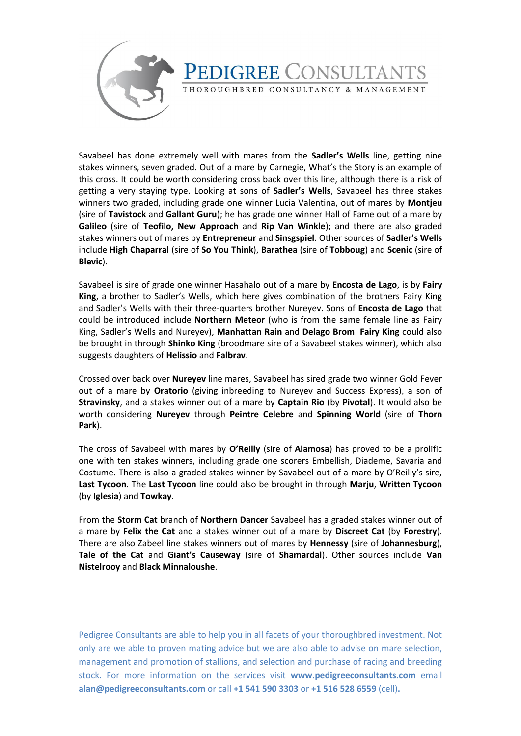Savabeel has done extremely well with mares from the **Sadler's Wells** line, getting nine stakes winners, seven graded. Out of a mare by Carnegie, What's the Story is an example of this cross. It could be worth considering cross back over this line, although there is a risk of getting a very staying type. Looking at sons of **Sadler's Wells**, Savabeel has three stakes winners two graded, including grade one winner Lucia Valentina, out of mares by **Montjeu** (sire of **Tavistock** and **Gallant Guru**); he has grade one winner Hall of Fame out of a mare by **Galileo** (sire of **Teofilo, New Approach** and **Rip Van Winkle**); and there are also graded stakes winners out of mares by **Entrepreneur** and **Sinsgspiel**. Other sources of **Sadler's Wells** include **High Chaparral** (sire of **So You Think**), **Barathea** (sire of **Tobboug**) and **Scenic** (sire of **Blevic**).

Savabeel is sire of grade one winner Hasahalo out of a mare by **Encosta de Lago**, is by **Fairy King**, a brother to Sadler's Wells, which here gives combination of the brothers Fairy King and Sadler's Wells with their three-quarters brother Nureyev. Sons of **Encosta de Lago** that could be introduced include **Northern Meteor** (who is from the same female line as Fairy King, Sadler's Wells and Nureyev), **Manhattan Rain** and **Delago Brom**. **Fairy King** could also be brought in through **Shinko King** (broodmare sire of a Savabeel stakes winner), which also suggests daughters of **Helissio** and **Falbrav**.

Crossed over back over **Nureyev** line mares, Savabeel has sired grade two winner Gold Fever out of a mare by **Oratorio** (giving inbreeding to Nureyev and Success Express), a son of **Stravinsky**, and a stakes winner out of a mare by **Captain Rio** (by **Pivotal**). It would also be worth considering **Nureyev** through **Peintre Celebre** and **Spinning World** (sire of **Thorn Park**).

The cross of Savabeel with mares by **O'Reilly** (sire of **Alamosa**) has proved to be a prolific one with ten stakes winners, including grade one scorers Embellish, Diademe, Savaria and Costume. There is also a graded stakes winner by Savabeel out of a mare by O'Reilly's sire, **Last Tycoon**. The **Last Tycoon** line could also be brought in through **Marju**, **Written Tycoon** (by **Iglesia**) and **Towkay**.

From the **Storm Cat** branch of **Northern Dancer** Savabeel has a graded stakes winner out of a mare by **Felix the Cat** and a stakes winner out of a mare by **Discreet Cat** (by **Forestry**). There are also Zabeel line stakes winners out of mares by **Hennessy** (sire of **Johannesburg**), **Tale of the Cat** and **Giant's Causeway** (sire of **Shamardal**). Other sources include **Van Nistelrooy** and **Black Minnaloushe**.

---

Pedigree Consultants are able to help you in all facets of your thoroughbred investment. Not only are we able to proven mating advice but we are also able to advise on mare selection, management and promotion of stallions, and selection and purchase of racing and breeding stock. For more information on the services visit **www.pedigreeconsultants.com** email **alan@pedigreeconsultants.com** or call **+1 541 590 3303** or **+1 516 528 6559** (cell)**.**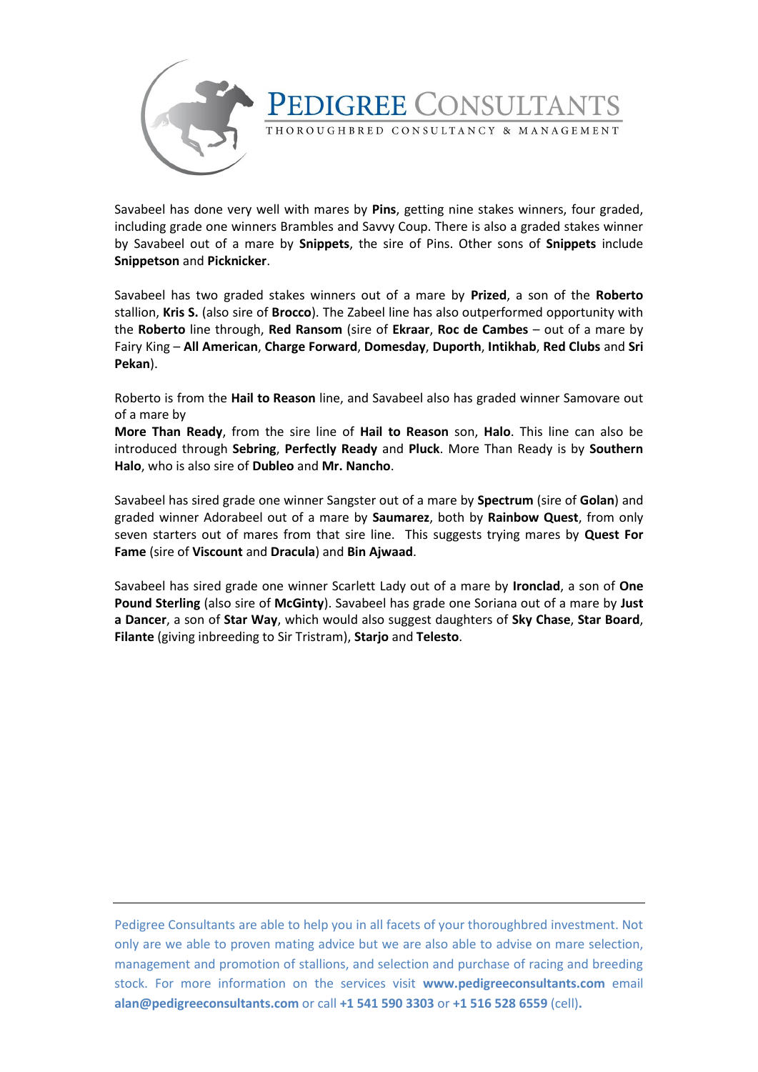Savabeel has done very well with mares by **Pins**, getting nine stakes winners, four graded, including grade one winners Brambles and Savvy Coup. There is also a graded stakes winner by Savabeel out of a mare by **Snippets**, the sire of Pins. Other sons of **Snippets** include **Snippetson** and **Picknicker**.

Savabeel has two graded stakes winners out of a mare by **Prized**, a son of the **Roberto** stallion, **Kris S.** (also sire of **Brocco**). The Zabeel line has also outperformed opportunity with the **Roberto** line through, **Red Ransom** (sire of **Ekraar**, **Roc de Cambes** – out of a mare by Fairy King – **All American**, **Charge Forward**, **Domesday**, **Duporth**, **Intikhab**, **Red Clubs** and **Sri Pekan**).

Roberto is from the **Hail to Reason** line, and Savabeel also has graded winner Samovare out of a mare by **More Than Ready**, from the sire line of **Hail to Reason** son, **Halo**. This line can also be introduced through **Sebring**, **Perfectly Ready** and **Pluck**. More Than Ready is by **Southern Halo**, who is also sire of **Dubleo** and **Mr. Nancho**.

Savabeel has sired grade one winner Sangster out of a mare by **Spectrum** (sire of **Golan**) and graded winner Adorabeel out of a mare by **Saumarez**, both by **Rainbow Quest**, from only seven starters out of mares from that sire line. This suggests trying mares by **Quest For Fame** (sire of **Viscount** and **Dracula**) and **Bin Ajwaad**.

Savabeel has sired grade one winner Scarlett Lady out of a mare by **Ironclad**, a son of **One Pound Sterling** (also sire of **McGinty**). Savabeel has grade one Soriana out of a mare by **Just a Dancer**, a son of **Star Way**, which would also suggest daughters of **Sky Chase**, **Star Board**, **Filante** (giving inbreeding to Sir Tristram), **Starjo** and **Telesto**.

---

Pedigree Consultants are able to help you in all facets of your thoroughbred investment. Not only are we able to proven mating advice but we are also able to advise on mare selection, management and promotion of stallions, and selection and purchase of racing and breeding stock. For more information on the services visit **www.pedigreeconsultants.com** email **alan@pedigreeconsultants.com** or call **+1 541 590 3303** or **+1 516 528 6559** (cell).